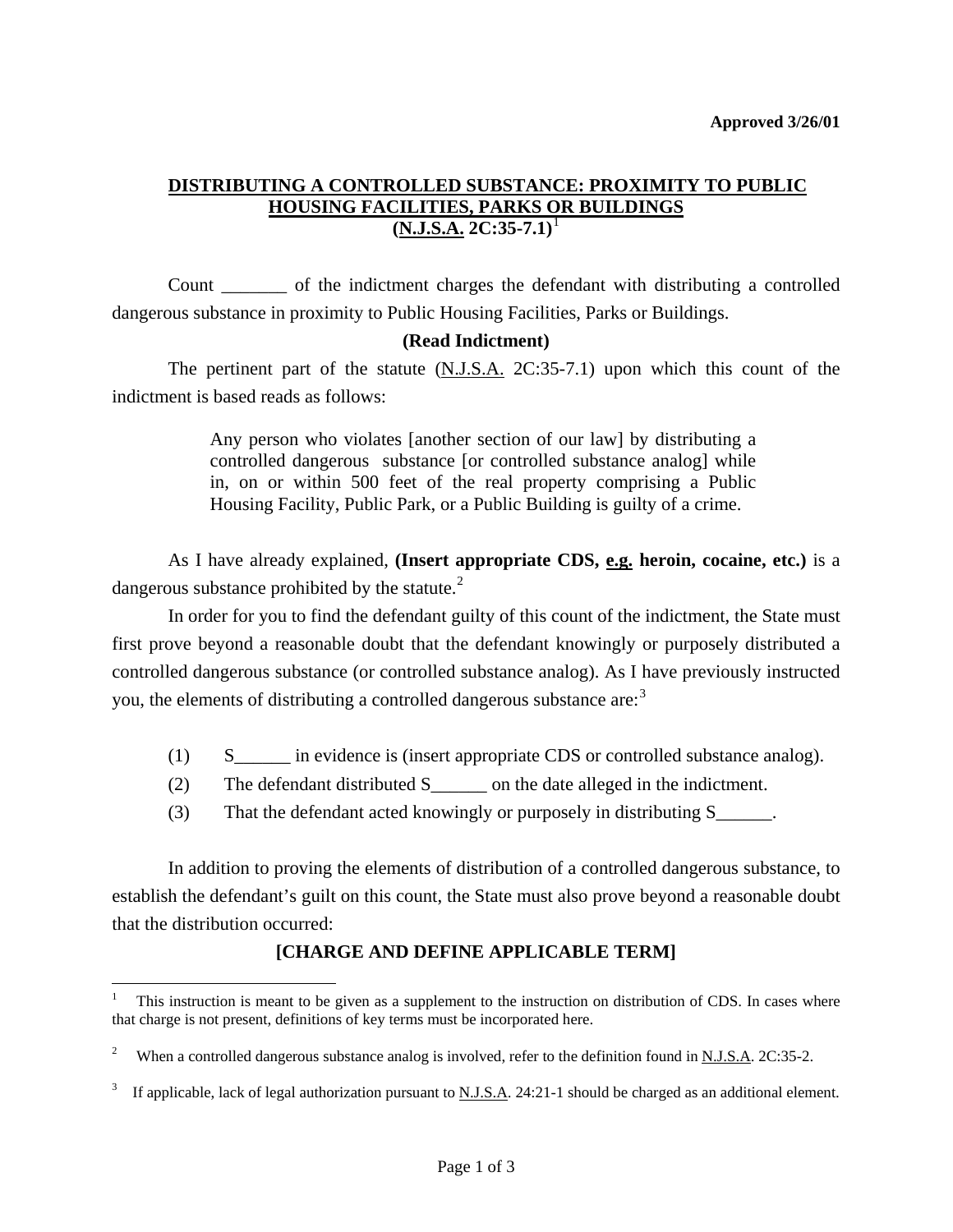**Approved 3/26/01**

# DISTRIBUTING A CONTROLLED SUBSTANCE: PROXIMITY TO PUBLIC HOUSING FACILITIES, PARKS OR BUILDINGS (N.J.S.A. 2C:35-7.1)[1]

Count _______ of the indictment charges the defendant with distributing a controlled dangerous substance in proximity to Public Housing Facilities, Parks or Buildings.

**(Read Indictment)**

The pertinent part of the statute (N.J.S.A. 2C:35-7.1) upon which this count of the indictment is based reads as follows:

> Any person who violates [another section of our law] by distributing a controlled dangerous substance [or controlled substance analog] while in, on or within 500 feet of the real property comprising a Public Housing Facility, Public Park, or a Public Building is guilty of a crime.

As I have already explained, **(Insert appropriate CDS, e.g. heroin, cocaine, etc.)** is a dangerous substance prohibited by the statute.[2]

In order for you to find the defendant guilty of this count of the indictment, the State must first prove beyond a reasonable doubt that the defendant knowingly or purposely distributed a controlled dangerous substance (or controlled substance analog). As I have previously instructed you, the elements of distributing a controlled dangerous substance are:[3]

(1) S______ in evidence is (insert appropriate CDS or controlled substance analog).

(2) The defendant distributed S______ on the date alleged in the indictment.

(3) That the defendant acted knowingly or purposely in distributing S______.

In addition to proving the elements of distribution of a controlled dangerous substance, to establish the defendant's guilt on this count, the State must also prove beyond a reasonable doubt that the distribution occurred:

**[CHARGE AND DEFINE APPLICABLE TERM]**

---

[1] This instruction is meant to be given as a supplement to the instruction on distribution of CDS. In cases where that charge is not present, definitions of key terms must be incorporated here.

[2] When a controlled dangerous substance analog is involved, refer to the definition found in N.J.S.A. 2C:35-2.

[3] If applicable, lack of legal authorization pursuant to N.J.S.A. 24:21-1 should be charged as an additional element.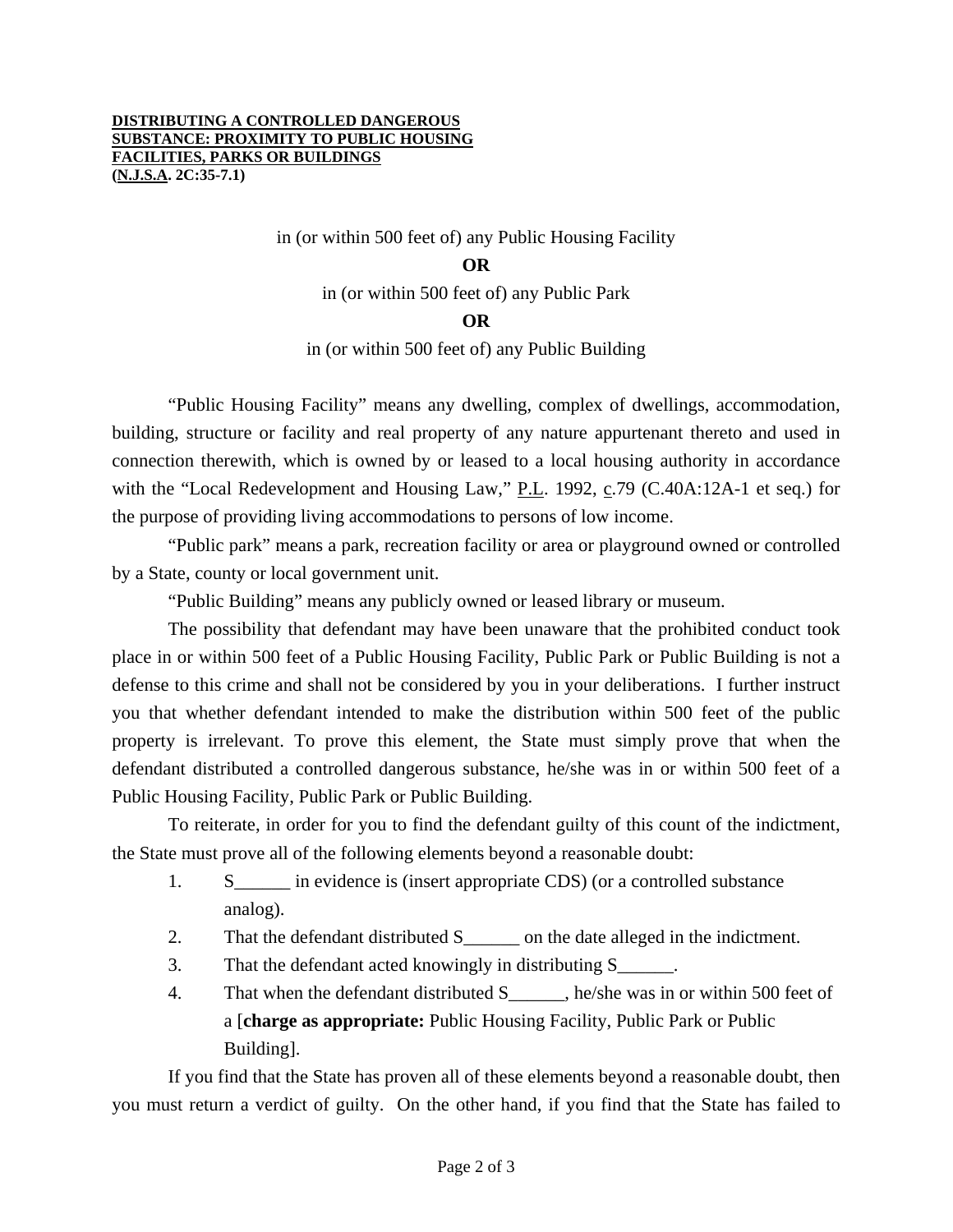**DISTRIBUTING A CONTROLLED DANGEROUS SUBSTANCE: PROXIMITY TO PUBLIC HOUSING FACILITIES, PARKS OR BUILDINGS (N.J.S.A. 2C:35-7.1)**

in (or within 500 feet of) any Public Housing Facility

**OR**

in (or within 500 feet of) any Public Park

**OR**

in (or within 500 feet of) any Public Building

"Public Housing Facility" means any dwelling, complex of dwellings, accommodation, building, structure or facility and real property of any nature appurtenant thereto and used in connection therewith, which is owned by or leased to a local housing authority in accordance with the "Local Redevelopment and Housing Law," P.L. 1992, c.79 (C.40A:12A-1 et seq.) for the purpose of providing living accommodations to persons of low income.

"Public park" means a park, recreation facility or area or playground owned or controlled by a State, county or local government unit.

"Public Building" means any publicly owned or leased library or museum.

The possibility that defendant may have been unaware that the prohibited conduct took place in or within 500 feet of a Public Housing Facility, Public Park or Public Building is not a defense to this crime and shall not be considered by you in your deliberations. I further instruct you that whether defendant intended to make the distribution within 500 feet of the public property is irrelevant. To prove this element, the State must simply prove that when the defendant distributed a controlled dangerous substance, he/she was in or within 500 feet of a Public Housing Facility, Public Park or Public Building.

To reiterate, in order for you to find the defendant guilty of this count of the indictment, the State must prove all of the following elements beyond a reasonable doubt:

1. S______ in evidence is (insert appropriate CDS) (or a controlled substance analog).
2. That the defendant distributed S______ on the date alleged in the indictment.
3. That the defendant acted knowingly in distributing S______.
4. That when the defendant distributed S______, he/she was in or within 500 feet of a [**charge as appropriate:** Public Housing Facility, Public Park or Public Building].

If you find that the State has proven all of these elements beyond a reasonable doubt, then you must return a verdict of guilty. On the other hand, if you find that the State has failed to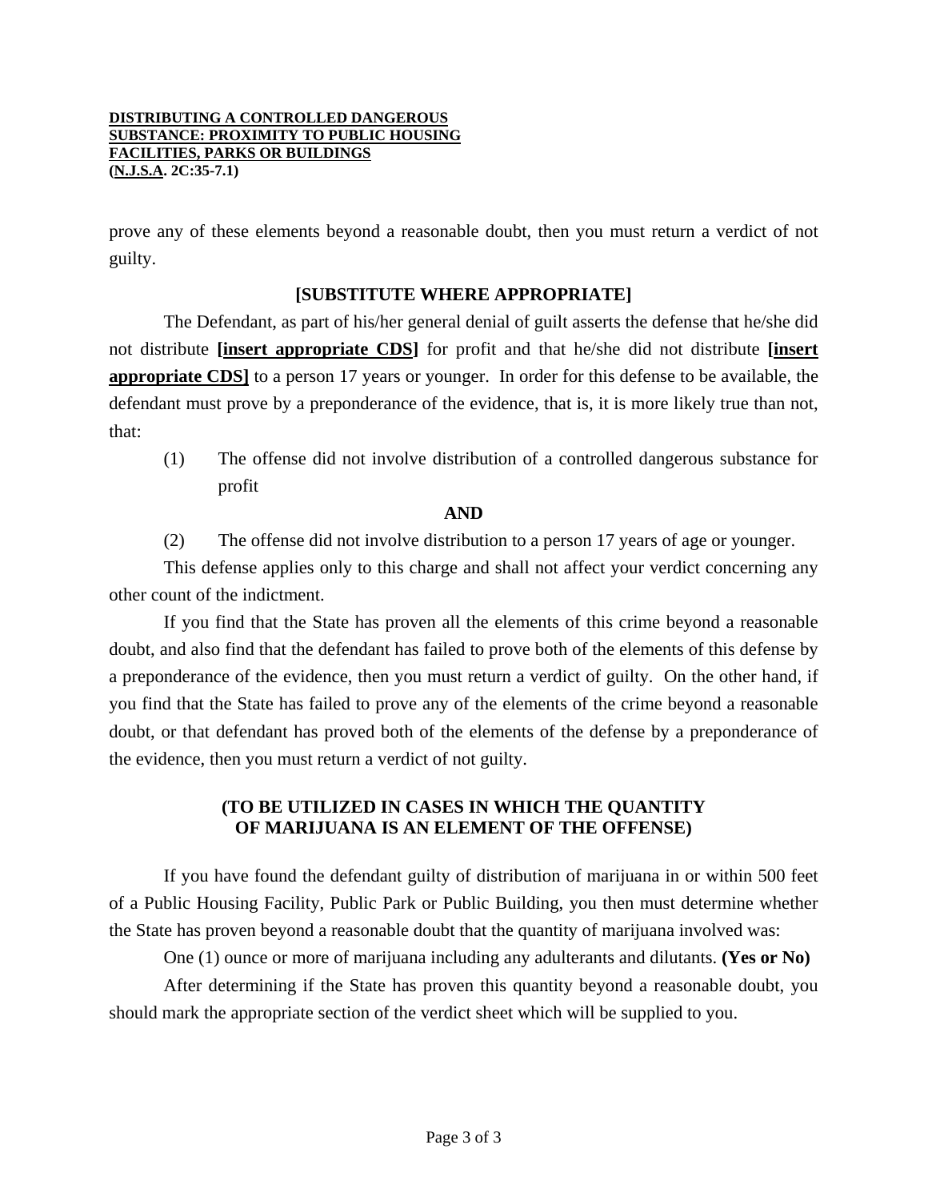prove any of these elements beyond a reasonable doubt, then you must return a verdict of not guilty.

**[SUBSTITUTE WHERE APPROPRIATE]**

The Defendant, as part of his/her general denial of guilt asserts the defense that he/she did not distribute **[insert appropriate CDS]** for profit and that he/she did not distribute **[insert appropriate CDS]** to a person 17 years or younger. In order for this defense to be available, the defendant must prove by a preponderance of the evidence, that is, it is more likely true than not, that:

(1) The offense did not involve distribution of a controlled dangerous substance for profit

**AND**

(2) The offense did not involve distribution to a person 17 years of age or younger.

This defense applies only to this charge and shall not affect your verdict concerning any other count of the indictment.

If you find that the State has proven all the elements of this crime beyond a reasonable doubt, and also find that the defendant has failed to prove both of the elements of this defense by a preponderance of the evidence, then you must return a verdict of guilty. On the other hand, if you find that the State has failed to prove any of the elements of the crime beyond a reasonable doubt, or that defendant has proved both of the elements of the defense by a preponderance of the evidence, then you must return a verdict of not guilty.

**(TO BE UTILIZED IN CASES IN WHICH THE QUANTITY OF MARIJUANA IS AN ELEMENT OF THE OFFENSE)**

If you have found the defendant guilty of distribution of marijuana in or within 500 feet of a Public Housing Facility, Public Park or Public Building, you then must determine whether the State has proven beyond a reasonable doubt that the quantity of marijuana involved was:

One (1) ounce or more of marijuana including any adulterants and dilutants. **(Yes or No)**

After determining if the State has proven this quantity beyond a reasonable doubt, you should mark the appropriate section of the verdict sheet which will be supplied to you.